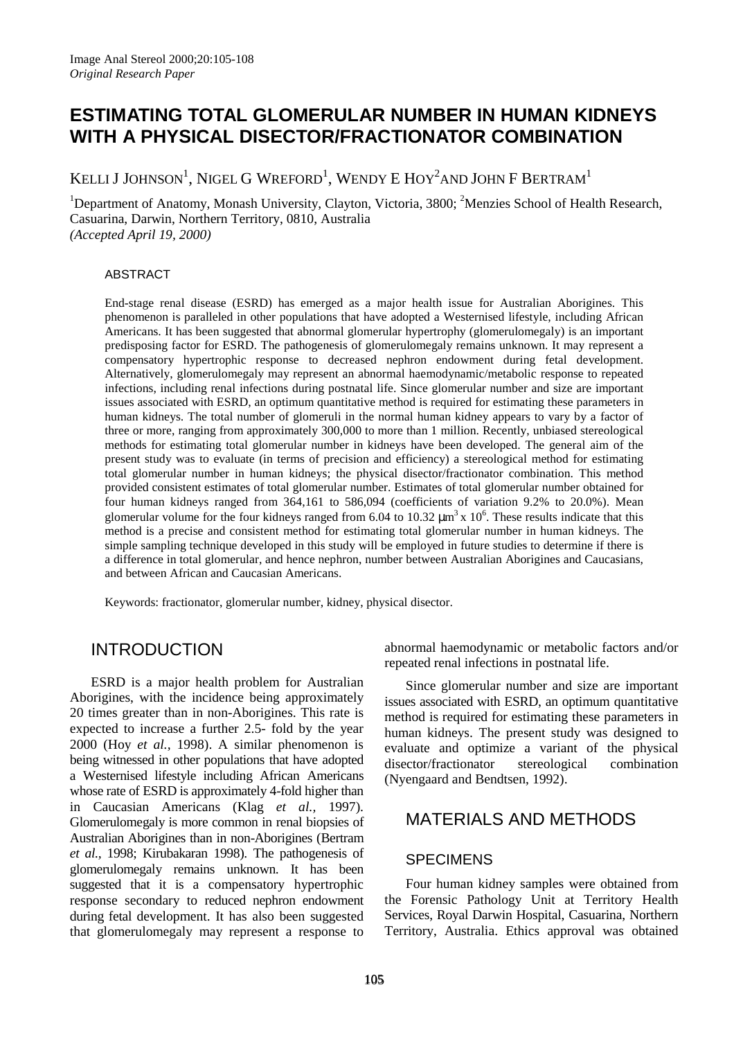*Original Research Paper*

# ESTIMATING TOTAL GLOMERULAR NUMBER IN HUMAN KIDNEYS WITH A PHYSICAL DISECTOR/FRACTIONATOR COMBINATION

KELLI J JOHNSON[1], NIGEL G WREFORD[1], WENDY E HOY[2] AND JOHN F BERTRAM[1]

[1]Department of Anatomy, Monash University, Clayton, Victoria, 3800; [2]Menzies School of Health Research, Casuarina, Darwin, Northern Territory, 0810, Australia
*(Accepted April 19, 2000)*

### ABSTRACT

End-stage renal disease (ESRD) has emerged as a major health issue for Australian Aborigines. This phenomenon is paralleled in other populations that have adopted a Westernised lifestyle, including African Americans. It has been suggested that abnormal glomerular hypertrophy (glomerulomegaly) is an important predisposing factor for ESRD. The pathogenesis of glomerulomegaly remains unknown. It may represent a compensatory hypertrophic response to decreased nephron endowment during fetal development. Alternatively, glomerulomegaly may represent an abnormal haemodynamic/metabolic response to repeated infections, including renal infections during postnatal life. Since glomerular number and size are important issues associated with ESRD, an optimum quantitative method is required for estimating these parameters in human kidneys. The total number of glomeruli in the normal human kidney appears to vary by a factor of three or more, ranging from approximately 300,000 to more than 1 million. Recently, unbiased stereological methods for estimating total glomerular number in kidneys have been developed. The general aim of the present study was to evaluate (in terms of precision and efficiency) a stereological method for estimating total glomerular number in human kidneys; the physical disector/fractionator combination. This method provided consistent estimates of total glomerular number. Estimates of total glomerular number obtained for four human kidneys ranged from 364,161 to 586,094 (coefficients of variation 9.2% to 20.0%). Mean glomerular volume for the four kidneys ranged from 6.04 to 10.32 $\mu m^3 \times 10^6$. These results indicate that this method is a precise and consistent method for estimating total glomerular number in human kidneys. The simple sampling technique developed in this study will be employed in future studies to determine if there is a difference in total glomerular, and hence nephron, number between Australian Aborigines and Caucasians, and between African and Caucasian Americans.

Keywords: fractionator, glomerular number, kidney, physical disector.

## INTRODUCTION

ESRD is a major health problem for Australian Aborigines, with the incidence being approximately 20 times greater than in non-Aborigines. This rate is expected to increase a further 2.5- fold by the year 2000 (Hoy *et al.,* 1998). A similar phenomenon is being witnessed in other populations that have adopted a Westernised lifestyle including African Americans whose rate of ESRD is approximately 4-fold higher than in Caucasian Americans (Klag *et al.,* 1997). Glomerulomegaly is more common in renal biopsies of Australian Aborigines than in non-Aborigines (Bertram *et al.,* 1998; Kirubakaran 1998). The pathogenesis of glomerulomegaly remains unknown. It has been suggested that it is a compensatory hypertrophic response secondary to reduced nephron endowment during fetal development. It has also been suggested that glomerulomegaly may represent a response to abnormal haemodynamic or metabolic factors and/or repeated renal infections in postnatal life.

Since glomerular number and size are important issues associated with ESRD, an optimum quantitative method is required for estimating these parameters in human kidneys. The present study was designed to evaluate and optimize a variant of the physical disector/fractionator stereological combination (Nyengaard and Bendtsen, 1992).

## MATERIALS AND METHODS

### SPECIMENS

Four human kidney samples were obtained from the Forensic Pathology Unit at Territory Health Services, Royal Darwin Hospital, Casuarina, Northern Territory, Australia. Ethics approval was obtained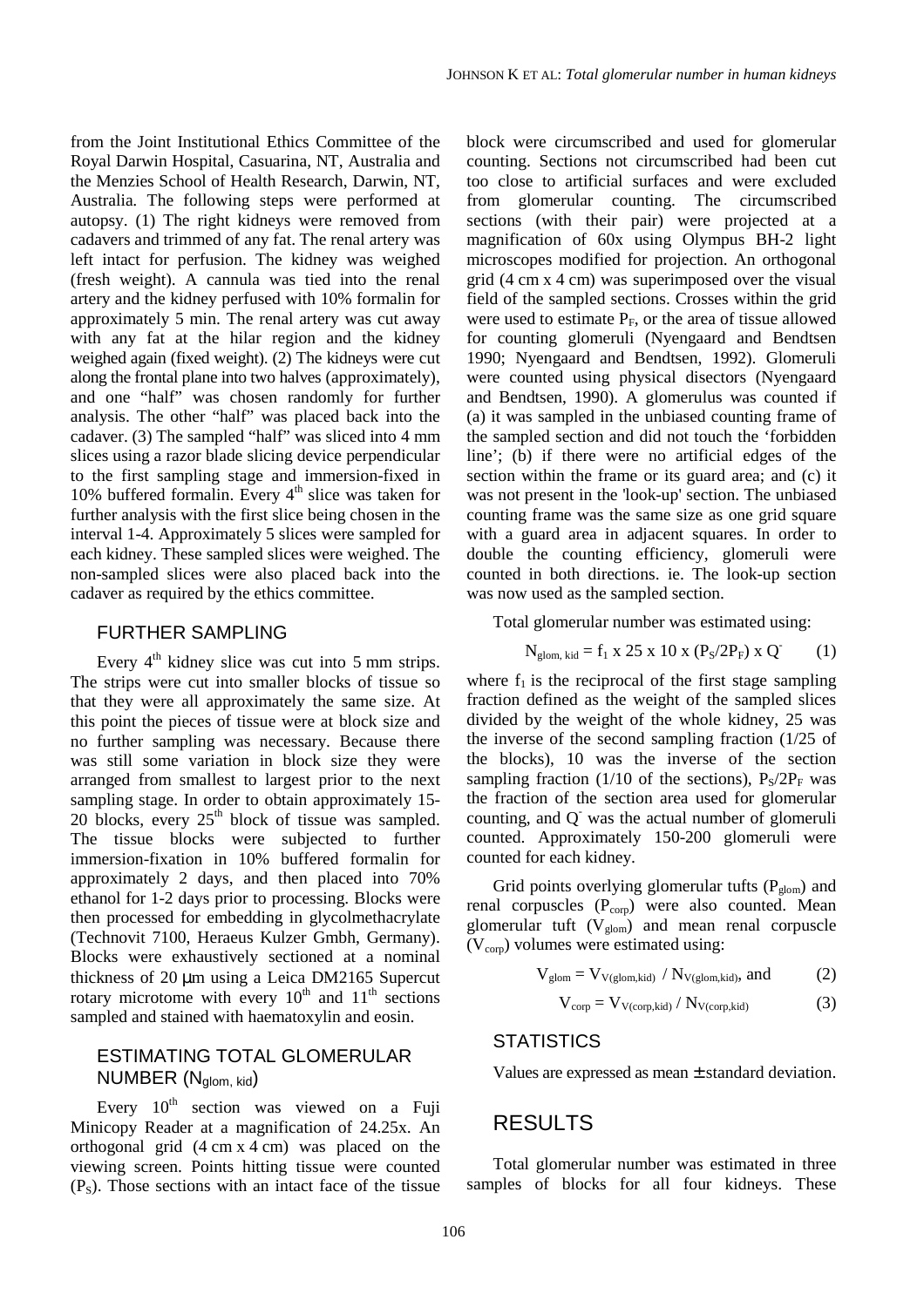from the Joint Institutional Ethics Committee of the Royal Darwin Hospital, Casuarina, NT, Australia and the Menzies School of Health Research, Darwin, NT, Australia. The following steps were performed at autopsy. (1) The right kidneys were removed from cadavers and trimmed of any fat. The renal artery was left intact for perfusion. The kidney was weighed (fresh weight). A cannula was tied into the renal artery and the kidney perfused with 10% formalin for approximately 5 min. The renal artery was cut away with any fat at the hilar region and the kidney weighed again (fixed weight). (2) The kidneys were cut along the frontal plane into two halves (approximately), and one "half" was chosen randomly for further analysis. The other "half" was placed back into the cadaver. (3) The sampled "half" was sliced into 4 mm slices using a razor blade slicing device perpendicular to the first sampling stage and immersion-fixed in 10% buffered formalin. Every $4^{th}$ slice was taken for further analysis with the first slice being chosen in the interval 1-4. Approximately 5 slices were sampled for each kidney. These sampled slices were weighed. The non-sampled slices were also placed back into the cadaver as required by the ethics committee.

## FURTHER SAMPLING

Every $4^{th}$ kidney slice was cut into 5 mm strips. The strips were cut into smaller blocks of tissue so that they were all approximately the same size. At this point the pieces of tissue were at block size and no further sampling was necessary. Because there was still some variation in block size they were arranged from smallest to largest prior to the next sampling stage. In order to obtain approximately 15-20 blocks, every $25^{th}$ block of tissue was sampled. The tissue blocks were subjected to further immersion-fixation in 10% buffered formalin for approximately 2 days, and then placed into 70% ethanol for 1-2 days prior to processing. Blocks were then processed for embedding in glycolmethacrylate (Technovit 7100, Heraeus Kulzer Gmbh, Germany). Blocks were exhaustively sectioned at a nominal thickness of 20 µm using a Leica DM2165 Supercut rotary microtome with every $10^{th}$ and $11^{th}$ sections sampled and stained with haematoxylin and eosin.

## ESTIMATING TOTAL GLOMERULAR NUMBER ($N_{glom,\ kid}$)

Every $10^{th}$ section was viewed on a Fuji Minicopy Reader at a magnification of 24.25x. An orthogonal grid (4 cm x 4 cm) was placed on the viewing screen. Points hitting tissue were counted ($P_S$). Those sections with an intact face of the tissue block were circumscribed and used for glomerular counting. Sections not circumscribed had been cut too close to artificial surfaces and were excluded from glomerular counting. The circumscribed sections (with their pair) were projected at a magnification of 60x using Olympus BH-2 light microscopes modified for projection. An orthogonal grid (4 cm x 4 cm) was superimposed over the visual field of the sampled sections. Crosses within the grid were used to estimate $P_F$, or the area of tissue allowed for counting glomeruli (Nyengaard and Bendtsen 1990; Nyengaard and Bendtsen, 1992). Glomeruli were counted using physical disectors (Nyengaard and Bendtsen, 1990). A glomerulus was counted if (a) it was sampled in the unbiased counting frame of the sampled section and did not touch the 'forbidden line'; (b) if there were no artificial edges of the section within the frame or its guard area; and (c) it was not present in the 'look-up' section. The unbiased counting frame was the same size as one grid square with a guard area in adjacent squares. In order to double the counting efficiency, glomeruli were counted in both directions. ie. The look-up section was now used as the sampled section.

Total glomerular number was estimated using:

$$N_{glom,\ kid} = f_1 \times 25 \times 10 \times (P_S/2P_F) \times Q^- \qquad (1)$$

where $f_1$ is the reciprocal of the first stage sampling fraction defined as the weight of the sampled slices divided by the weight of the whole kidney, 25 was the inverse of the second sampling fraction (1/25 of the blocks), 10 was the inverse of the section sampling fraction (1/10 of the sections), $P_S/2P_F$ was the fraction of the section area used for glomerular counting, and $Q^-$ was the actual number of glomeruli counted. Approximately 150-200 glomeruli were counted for each kidney.

Grid points overlying glomerular tufts ($P_{glom}$) and renal corpuscles ($P_{corp}$) were also counted. Mean glomerular tuft ($V_{glom}$) and mean renal corpuscle ($V_{corp}$) volumes were estimated using:

$$V_{glom} = V_{V(glom,kid)} / N_{V(glom,kid)}, \text{ and} \qquad (2)$$

$$V_{corp} = V_{V(corp,kid)} / N_{V(corp,kid)} \qquad (3)$$

## STATISTICS

Values are expressed as mean ± standard deviation.

# RESULTS

Total glomerular number was estimated in three samples of blocks for all four kidneys. These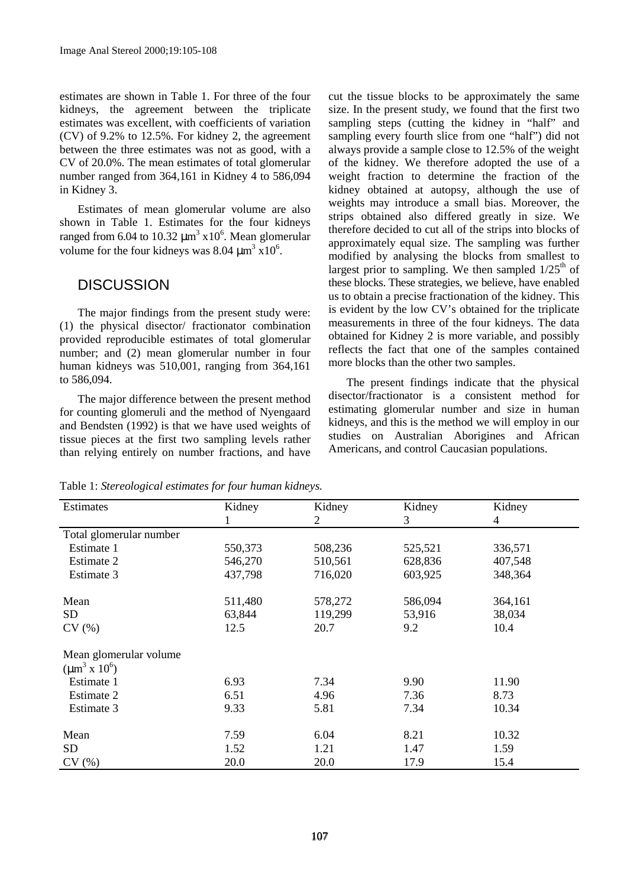estimates are shown in Table 1. For three of the four kidneys, the agreement between the triplicate estimates was excellent, with coefficients of variation (CV) of 9.2% to 12.5%. For kidney 2, the agreement between the three estimates was not as good, with a CV of 20.0%. The mean estimates of total glomerular number ranged from 364,161 in Kidney 4 to 586,094 in Kidney 3.

Estimates of mean glomerular volume are also shown in Table 1. Estimates for the four kidneys ranged from 6.04 to 10.32 $\mu m^3 \times 10^6$. Mean glomerular volume for the four kidneys was 8.04 $\mu m^3 \times 10^6$.

## DISCUSSION

The major findings from the present study were: (1) the physical disector/ fractionator combination provided reproducible estimates of total glomerular number; and (2) mean glomerular number in four human kidneys was 510,001, ranging from 364,161 to 586,094.

The major difference between the present method for counting glomeruli and the method of Nyengaard and Bendsten (1992) is that we have used weights of tissue pieces at the first two sampling levels rather than relying entirely on number fractions, and have cut the tissue blocks to be approximately the same size. In the present study, we found that the first two sampling steps (cutting the kidney in "half" and sampling every fourth slice from one "half") did not always provide a sample close to 12.5% of the weight of the kidney. We therefore adopted the use of a weight fraction to determine the fraction of the kidney obtained at autopsy, although the use of weights may introduce a small bias. Moreover, the strips obtained also differed greatly in size. We therefore decided to cut all of the strips into blocks of approximately equal size. The sampling was further modified by analysing the blocks from smallest to largest prior to sampling. We then sampled $1/25^{th}$ of these blocks. These strategies, we believe, have enabled us to obtain a precise fractionation of the kidney. This is evident by the low CV's obtained for the triplicate measurements in three of the four kidneys. The data obtained for Kidney 2 is more variable, and possibly reflects the fact that one of the samples contained more blocks than the other two samples.

The present findings indicate that the physical disector/fractionator is a consistent method for estimating glomerular number and size in human kidneys, and this is the method we will employ in our studies on Australian Aborigines and African Americans, and control Caucasian populations.

Table 1: *Stereological estimates for four human kidneys.*

| Estimates | Kidney 1 | Kidney 2 | Kidney 3 | Kidney 4 |
|---|---|---|---|---|
| Total glomerular number | | | | |
| Estimate 1 | 550,373 | 508,236 | 525,521 | 336,571 |
| Estimate 2 | 546,270 | 510,561 | 628,836 | 407,548 |
| Estimate 3 | 437,798 | 716,020 | 603,925 | 348,364 |
| Mean | 511,480 | 578,272 | 586,094 | 364,161 |
| SD | 63,844 | 119,299 | 53,916 | 38,034 |
| CV (%) | 12.5 | 20.7 | 9.2 | 10.4 |
| Mean glomerular volume ($\mu m^3 \times 10^6$) | | | | |
| Estimate 1 | 6.93 | 7.34 | 9.90 | 11.90 |
| Estimate 2 | 6.51 | 4.96 | 7.36 | 8.73 |
| Estimate 3 | 9.33 | 5.81 | 7.34 | 10.34 |
| Mean | 7.59 | 6.04 | 8.21 | 10.32 |
| SD | 1.52 | 1.21 | 1.47 | 1.59 |
| CV (%) | 20.0 | 20.0 | 17.9 | 15.4 |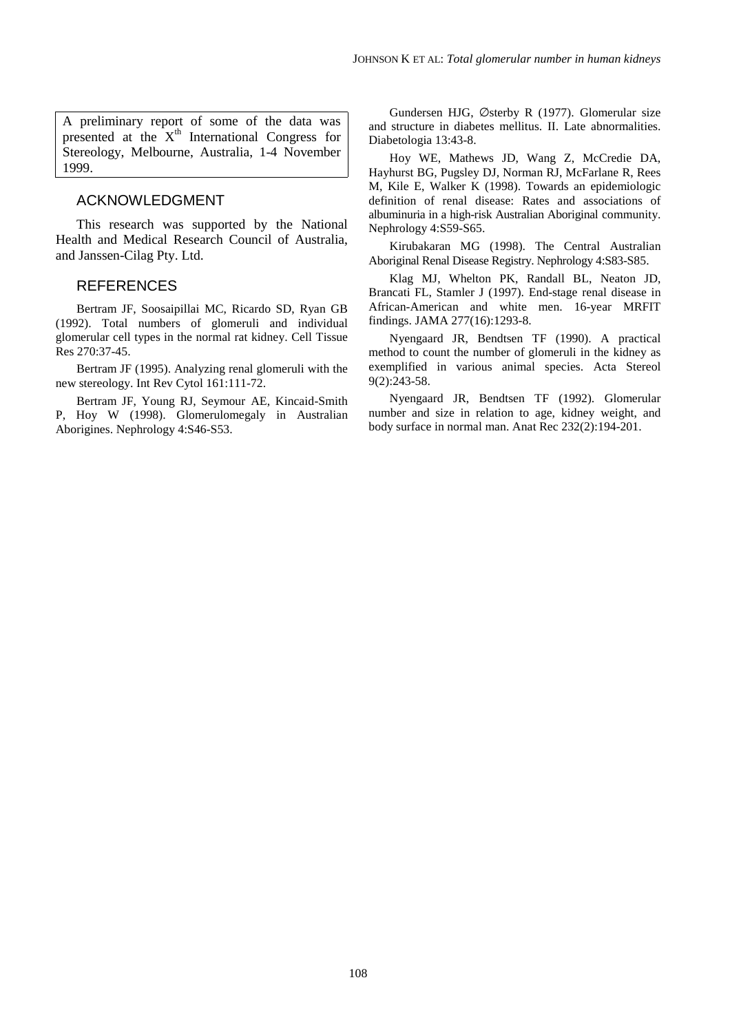A preliminary report of some of the data was presented at the X$^{th}$ International Congress for Stereology, Melbourne, Australia, 1-4 November 1999.

## ACKNOWLEDGMENT

This research was supported by the National Health and Medical Research Council of Australia, and Janssen-Cilag Pty. Ltd.

## REFERENCES

Bertram JF, Soosaipillai MC, Ricardo SD, Ryan GB (1992). Total numbers of glomeruli and individual glomerular cell types in the normal rat kidney. Cell Tissue Res 270:37-45.

Bertram JF (1995). Analyzing renal glomeruli with the new stereology. Int Rev Cytol 161:111-72.

Bertram JF, Young RJ, Seymour AE, Kincaid-Smith P, Hoy W (1998). Glomerulomegaly in Australian Aborigines. Nephrology 4:S46-S53.

Gundersen HJG, ∅sterby R (1977). Glomerular size and structure in diabetes mellitus. II. Late abnormalities. Diabetologia 13:43-8.

Hoy WE, Mathews JD, Wang Z, McCredie DA, Hayhurst BG, Pugsley DJ, Norman RJ, McFarlane R, Rees M, Kile E, Walker K (1998). Towards an epidemiologic definition of renal disease: Rates and associations of albuminuria in a high-risk Australian Aboriginal community. Nephrology 4:S59-S65.

Kirubakaran MG (1998). The Central Australian Aboriginal Renal Disease Registry. Nephrology 4:S83-S85.

Klag MJ, Whelton PK, Randall BL, Neaton JD, Brancati FL, Stamler J (1997). End-stage renal disease in African-American and white men. 16-year MRFIT findings. JAMA 277(16):1293-8.

Nyengaard JR, Bendtsen TF (1990). A practical method to count the number of glomeruli in the kidney as exemplified in various animal species. Acta Stereol 9(2):243-58.

Nyengaard JR, Bendtsen TF (1992). Glomerular number and size in relation to age, kidney weight, and body surface in normal man. Anat Rec 232(2):194-201.